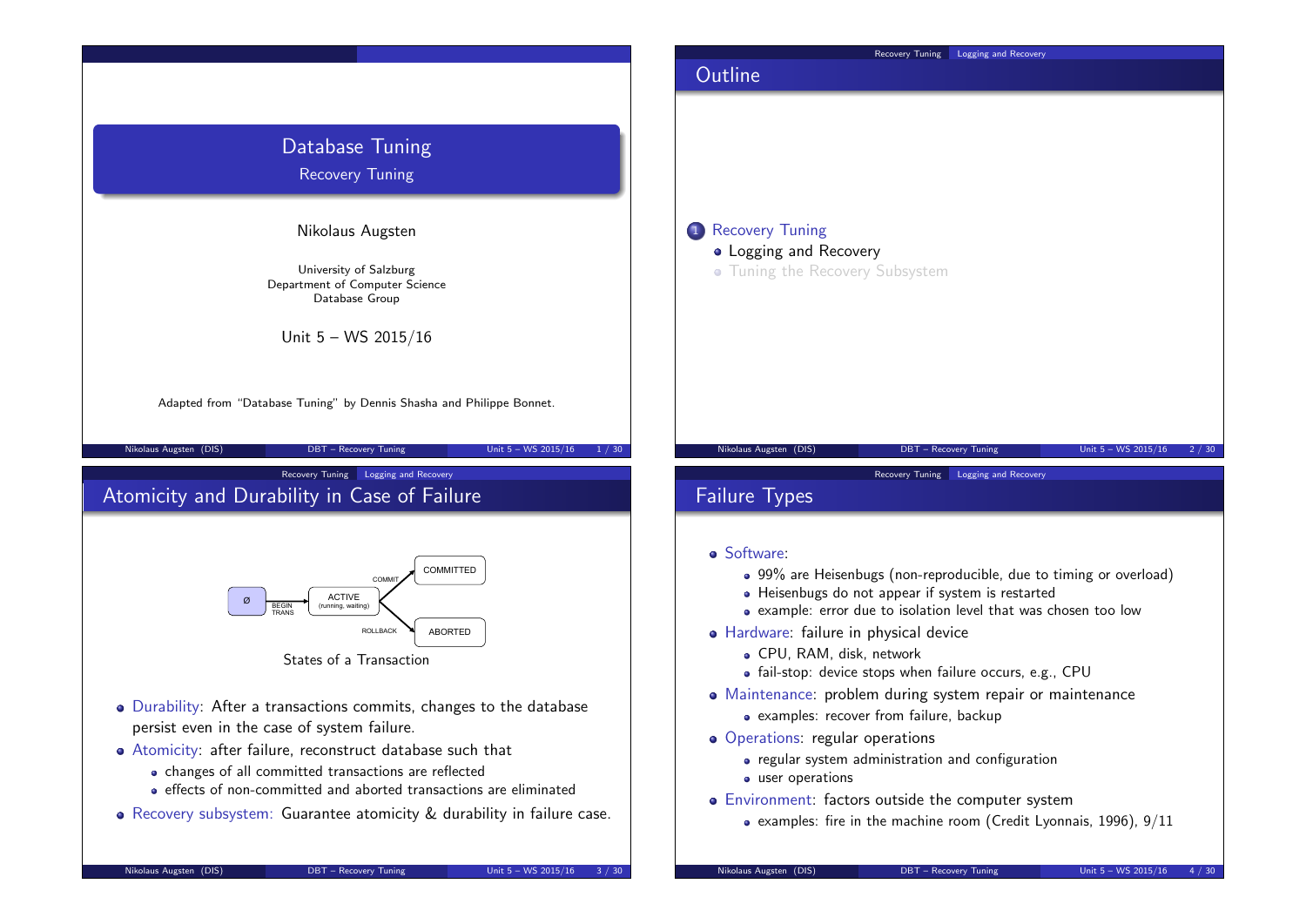# Database Tuning

## Recovery Tuning

Nikolaus Augsten

University of Salzburg
Department of Computer Science
Database Group

Unit 5 – WS 2015/16

Adapted from "Database Tuning" by Dennis Shasha and Philippe Bonnet.

## Outline

1. Recovery Tuning
   - Logging and Recovery
   - Tuning the Recovery Subsystem

## Atomicity and Durability in Case of Failure

Ø → BEGIN TRANS → ACTIVE (running, waiting) → COMMIT → COMMITTED

ACTIVE (running, waiting) → ROLLBACK → ABORTED

States of a Transaction

- Durability: After a transactions commits, changes to the database persist even in the case of system failure.
- Atomicity: after failure, reconstruct database such that
  - changes of all committed transactions are reflected
  - effects of non-committed and aborted transactions are eliminated
- Recovery subsystem: Guarantee atomicity & durability in failure case.

## Failure Types

- Software:
  - 99% are Heisenbugs (non-reproducible, due to timing or overload)
  - Heisenbugs do not appear if system is restarted
  - example: error due to isolation level that was chosen too low
- Hardware: failure in physical device
  - CPU, RAM, disk, network
  - fail-stop: device stops when failure occurs, e.g., CPU
- Maintenance: problem during system repair or maintenance
  - examples: recover from failure, backup
- Operations: regular operations
  - regular system administration and configuration
  - user operations
- Environment: factors outside the computer system
  - examples: fire in the machine room (Credit Lyonnais, 1996), 9/11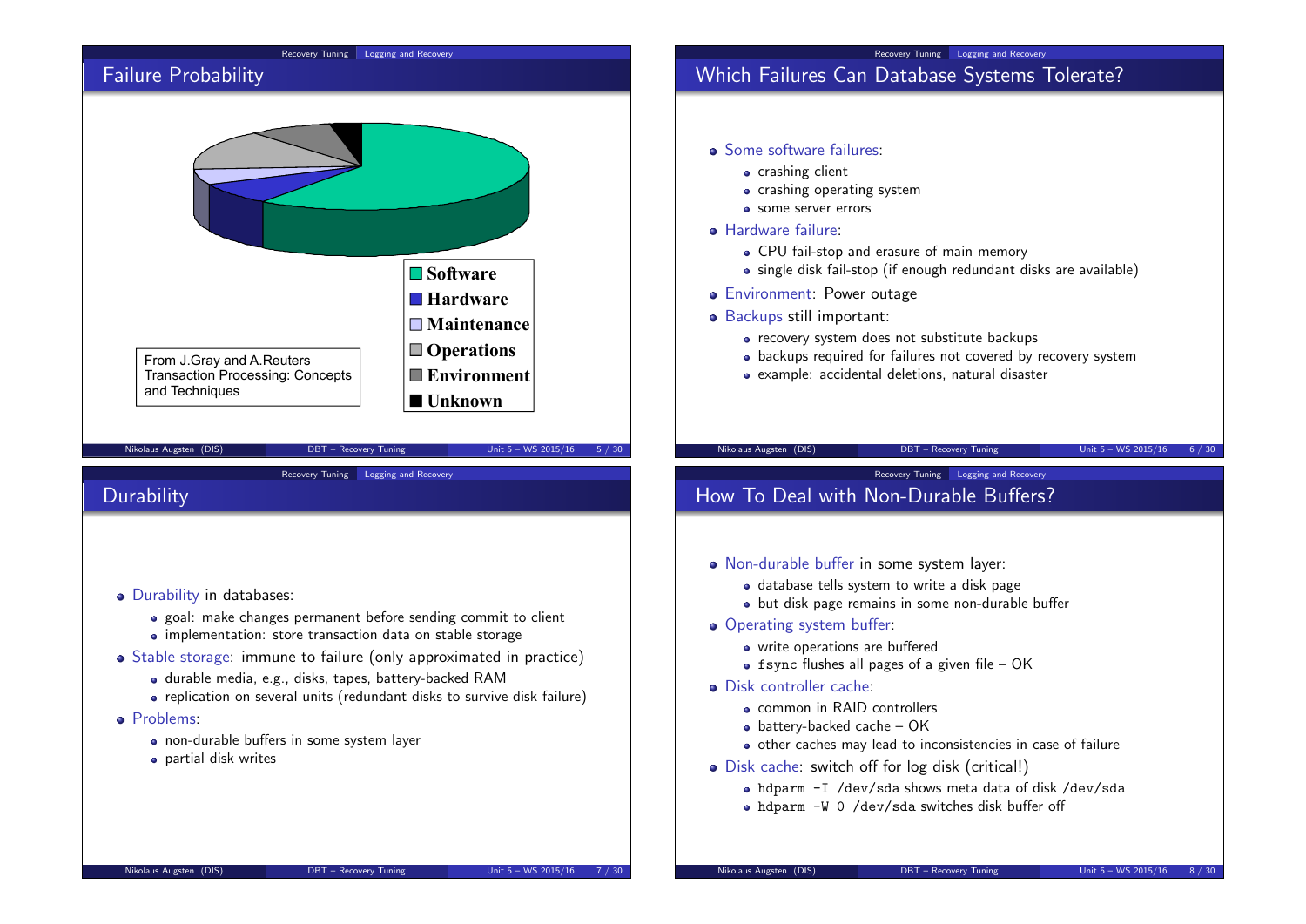## Failure Probability

Software
Hardware
Maintenance
Operations
Environment
Unknown

From J.Gray and A.Reuters Transaction Processing: Concepts and Techniques

## Which Failures Can Database Systems Tolerate?

- Some software failures:
  - crashing client
  - crashing operating system
  - some server errors
- Hardware failure:
  - CPU fail-stop and erasure of main memory
  - single disk fail-stop (if enough redundant disks are available)
- Environment: Power outage
- Backups still important:
  - recovery system does not substitute backups
  - backups required for failures not covered by recovery system
  - example: accidental deletions, natural disaster

## Durability

- Durability in databases:
  - goal: make changes permanent before sending commit to client
  - implementation: store transaction data on stable storage
- Stable storage: immune to failure (only approximated in practice)
  - durable media, e.g., disks, tapes, battery-backed RAM
  - replication on several units (redundant disks to survive disk failure)
- Problems:
  - non-durable buffers in some system layer
  - partial disk writes

## How To Deal with Non-Durable Buffers?

- Non-durable buffer in some system layer:
  - database tells system to write a disk page
  - but disk page remains in some non-durable buffer
- Operating system buffer:
  - write operations are buffered
  - `fsync` flushes all pages of a given file – OK
- Disk controller cache:
  - common in RAID controllers
  - battery-backed cache – OK
  - other caches may lead to inconsistencies in case of failure
- Disk cache: switch off for log disk (critical!)
  - `hdparm -I /dev/sda` shows meta data of `/dev/sda`
  - `hdparm -W 0 /dev/sda` switches disk buffer off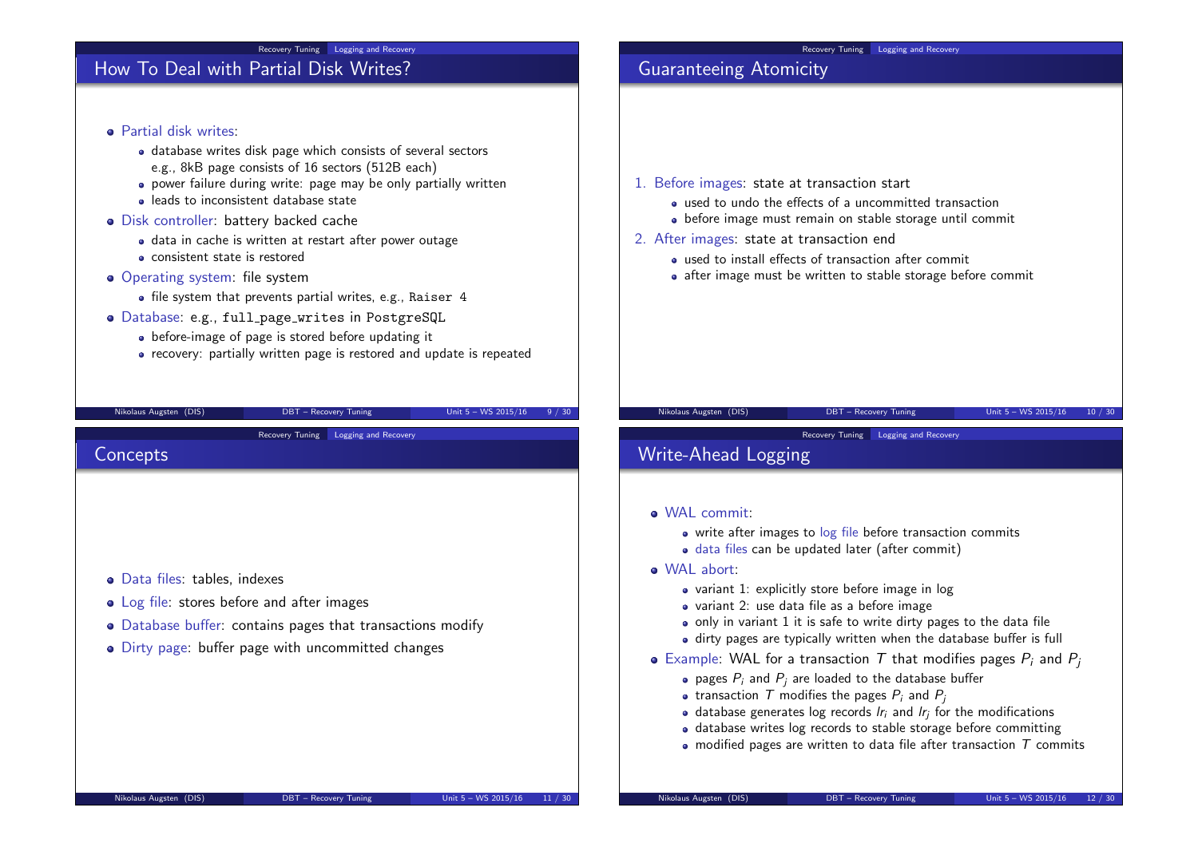## How To Deal with Partial Disk Writes?

- Partial disk writes:
  - database writes disk page which consists of several sectors e.g., 8kB page consists of 16 sectors (512B each)
  - power failure during write: page may be only partially written
  - leads to inconsistent database state
- Disk controller: battery backed cache
  - data in cache is written at restart after power outage
  - consistent state is restored
- Operating system: file system
  - file system that prevents partial writes, e.g., `Raiser 4`
- Database: e.g., `full_page_writes` in `PostgreSQL`
  - before-image of page is stored before updating it
  - recovery: partially written page is restored and update is repeated

## Guaranteeing Atomicity

1. Before images: state at transaction start
   - used to undo the effects of a uncommitted transaction
   - before image must remain on stable storage until commit
2. After images: state at transaction end
   - used to install effects of transaction after commit
   - after image must be written to stable storage before commit

## Concepts

- Data files: tables, indexes
- Log file: stores before and after images
- Database buffer: contains pages that transactions modify
- Dirty page: buffer page with uncommitted changes

## Write-Ahead Logging

- WAL commit:
  - write after images to log file before transaction commits
  - data files can be updated later (after commit)
- WAL abort:
  - variant 1: explicitly store before image in log
  - variant 2: use data file as a before image
  - only in variant 1 it is safe to write dirty pages to the data file
  - dirty pages are typically written when the database buffer is full
- Example: WAL for a transaction $T$ that modifies pages $P_i$ and $P_j$
  - pages $P_i$ and $P_j$ are loaded to the database buffer
  - transaction $T$ modifies the pages $P_i$ and $P_j$
  - database generates log records $lr_i$ and $lr_j$ for the modifications
  - database writes log records to stable storage before committing
  - modified pages are written to data file after transaction $T$ commits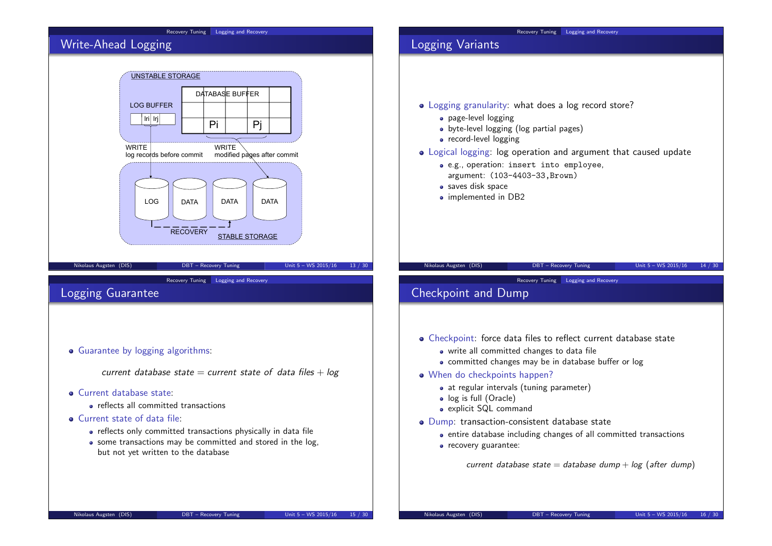## Write-Ahead Logging

UNSTABLE STORAGE

LOG BUFFER: lri lrj

DATABASE BUFFER: Pi Pj

WRITE log records before commit

WRITE modified pages after commit

LOG DATA DATA DATA

RECOVERY

STABLE STORAGE

## Logging Variants

- Logging granularity: what does a log record store?
  - page-level logging
  - byte-level logging (log partial pages)
  - record-level logging
- Logical logging: log operation and argument that caused update
  - e.g., operation: `insert into employee`, argument: `(103-4403-33,Brown)`
  - saves disk space
  - implemented in DB2

## Logging Guarantee

- Guarantee by logging algorithms:

  *current database state* = *current state of data files* + *log*

- Current database state:
  - reflects all committed transactions
- Current state of data file:
  - reflects only committed transactions physically in data file
  - some transactions may be committed and stored in the log, but not yet written to the database

## Checkpoint and Dump

- Checkpoint: force data files to reflect current database state
  - write all committed changes to data file
  - committed changes may be in database buffer or log
- When do checkpoints happen?
  - at regular intervals (tuning parameter)
  - log is full (Oracle)
  - explicit SQL command
- Dump: transaction-consistent database state
  - entire database including changes of all committed transactions
  - recovery guarantee:

    *current database state* = *database dump* + *log* (*after dump*)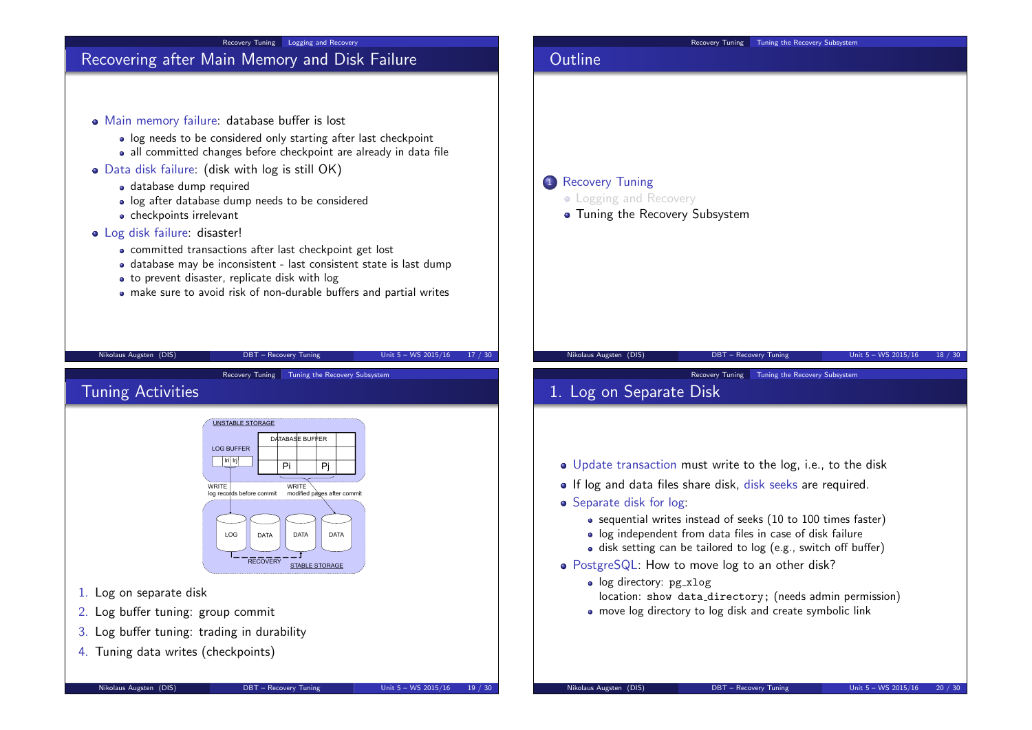## Recovering after Main Memory and Disk Failure

- Main memory failure: database buffer is lost
  - log needs to be considered only starting after last checkpoint
  - all committed changes before checkpoint are already in data file
- Data disk failure: (disk with log is still OK)
  - database dump required
  - log after database dump needs to be considered
  - checkpoints irrelevant
- Log disk failure: disaster!
  - committed transactions after last checkpoint get lost
  - database may be inconsistent - last consistent state is last dump
  - to prevent disaster, replicate disk with log
  - make sure to avoid risk of non-durable buffers and partial writes

## Outline

1. Recovery Tuning
   - Logging and Recovery
   - Tuning the Recovery Subsystem

## Tuning Activities

UNSTABLE STORAGE

LOG BUFFER: li lj

DATABASE BUFFER: Pi Pj

WRITE log records before commit

WRITE modified pages after commit

LOG DATA DATA DATA

RECOVERY

STABLE STORAGE

1. Log on separate disk
2. Log buffer tuning: group commit
3. Log buffer tuning: trading in durability
4. Tuning data writes (checkpoints)

## 1. Log on Separate Disk

- Update transaction must write to the log, i.e., to the disk
- If log and data files share disk, disk seeks are required.
- Separate disk for log:
  - sequential writes instead of seeks (10 to 100 times faster)
  - log independent from data files in case of disk failure
  - disk setting can be tailored to log (e.g., switch off buffer)
- PostgreSQL: How to move log to an other disk?
  - log directory: `pg_xlog`
    location: `show data_directory;` (needs admin permission)
  - move log directory to log disk and create symbolic link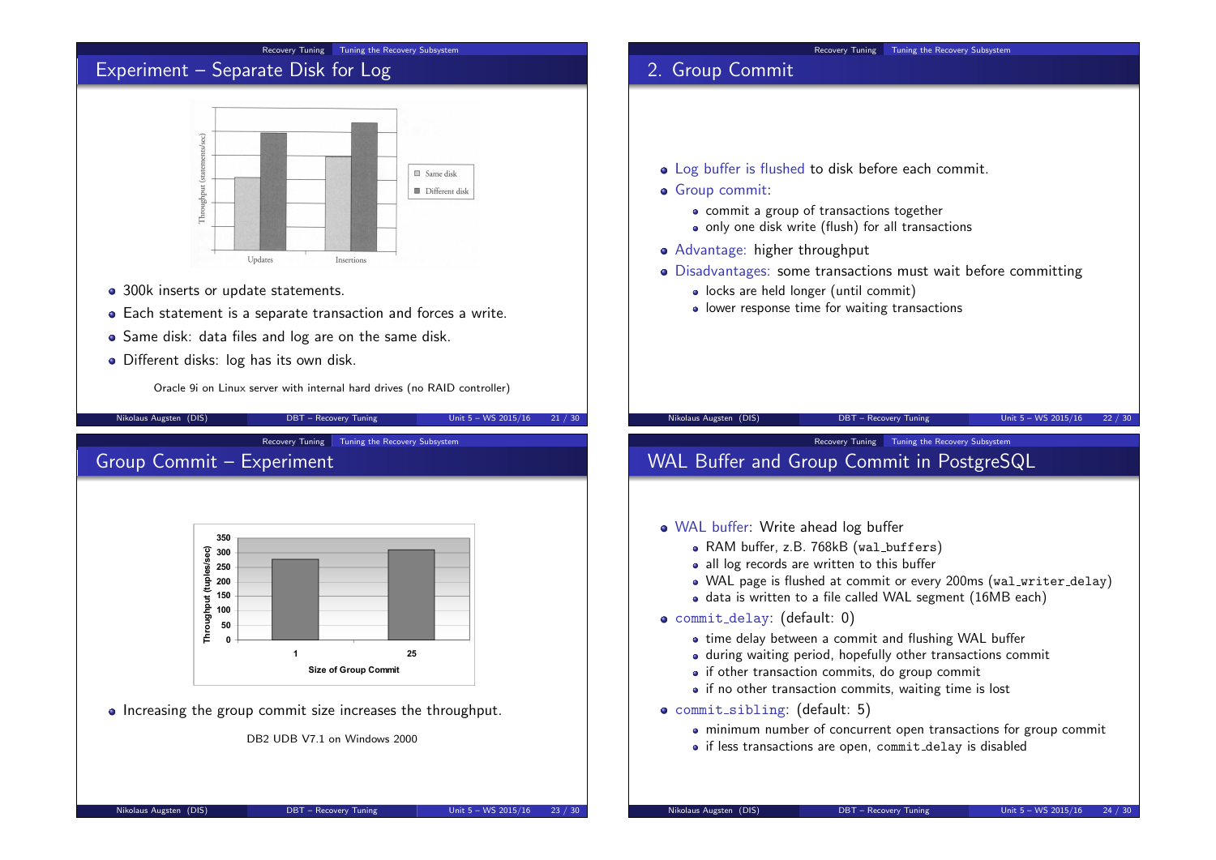## Experiment – Separate Disk for Log

- 300k inserts or update statements.
- Each statement is a separate transaction and forces a write.
- Same disk: data files and log are on the same disk.
- Different disks: log has its own disk.

Oracle 9i on Linux server with internal hard drives (no RAID controller)

## 2. Group Commit

- Log buffer is flushed to disk before each commit.
- Group commit:
  - commit a group of transactions together
  - only one disk write (flush) for all transactions
- Advantage: higher throughput
- Disadvantages: some transactions must wait before committing
  - locks are held longer (until commit)
  - lower response time for waiting transactions

## Group Commit – Experiment

- Increasing the group commit size increases the throughput.

DB2 UDB V7.1 on Windows 2000

## WAL Buffer and Group Commit in PostgreSQL

- WAL buffer: Write ahead log buffer
  - RAM buffer, z.B. 768kB (`wal_buffers`)
  - all log records are written to this buffer
  - WAL page is flushed at commit or every 200ms (`wal_writer_delay`)
  - data is written to a file called WAL segment (16MB each)
- `commit_delay`: (default: 0)
  - time delay between a commit and flushing WAL buffer
  - during waiting period, hopefully other transactions commit
  - if other transaction commits, do group commit
  - if no other transaction commits, waiting time is lost
- `commit_sibling`: (default: 5)
  - minimum number of concurrent open transactions for group commit
  - if less transactions are open, `commit_delay` is disabled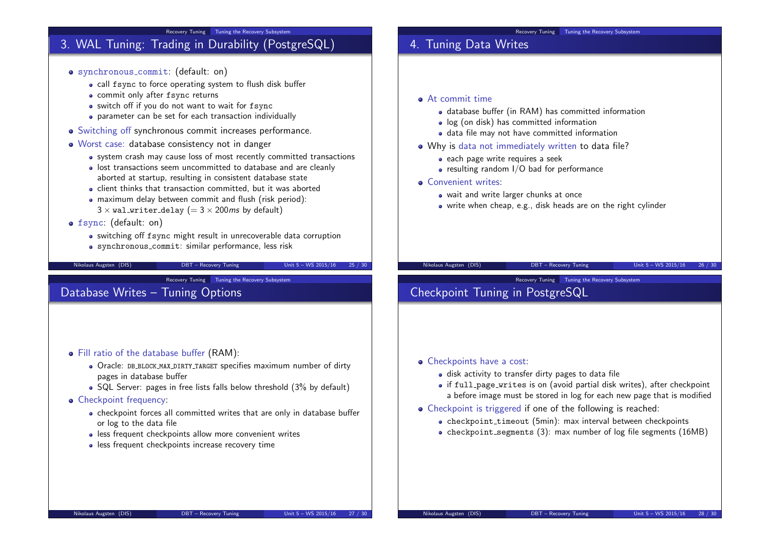## 3. WAL Tuning: Trading in Durability (PostgreSQL)

- synchronous_commit: (default: on)
  - call `fsync` to force operating system to flush disk buffer
  - commit only after `fsync` returns
  - switch off if you do not want to wait for `fsync`
  - parameter can be set for each transaction individually
- Switching off synchronous commit increases performance.
- Worst case: database consistency not in danger
  - system crash may cause loss of most recently committed transactions
  - lost transactions seem uncommitted to database and are cleanly aborted at startup, resulting in consistent database state
  - client thinks that transaction committed, but it was aborted
  - maximum delay between commit and flush (risk period): $3 \times$ `wal_writer_delay` ($= 3 \times 200ms$ by default)
- fsync: (default: on)
  - switching off `fsync` might result in unrecoverable data corruption
  - `synchronous_commit`: similar performance, less risk

## 4. Tuning Data Writes

- At commit time
  - database buffer (in RAM) has committed information
  - log (on disk) has committed information
  - data file may not have committed information
- Why is data not immediately written to data file?
  - each page write requires a seek
  - resulting random I/O bad for performance
- Convenient writes:
  - wait and write larger chunks at once
  - write when cheap, e.g., disk heads are on the right cylinder

## Database Writes – Tuning Options

- Fill ratio of the database buffer (RAM):
  - Oracle: `DB_BLOCK_MAX_DIRTY_TARGET` specifies maximum number of dirty pages in database buffer
  - SQL Server: pages in free lists falls below threshold (3% by default)
- Checkpoint frequency:
  - checkpoint forces all committed writes that are only in database buffer or log to the data file
  - less frequent checkpoints allow more convenient writes
  - less frequent checkpoints increase recovery time

## Checkpoint Tuning in PostgreSQL

- Checkpoints have a cost:
  - disk activity to transfer dirty pages to data file
  - if `full_page_writes` is on (avoid partial disk writes), after checkpoint a before image must be stored in log for each new page that is modified
- Checkpoint is triggered if one of the following is reached:
  - `checkpoint_timeout` (5min): max interval between checkpoints
  - `checkpoint_segments` (3): max number of log file segments (16MB)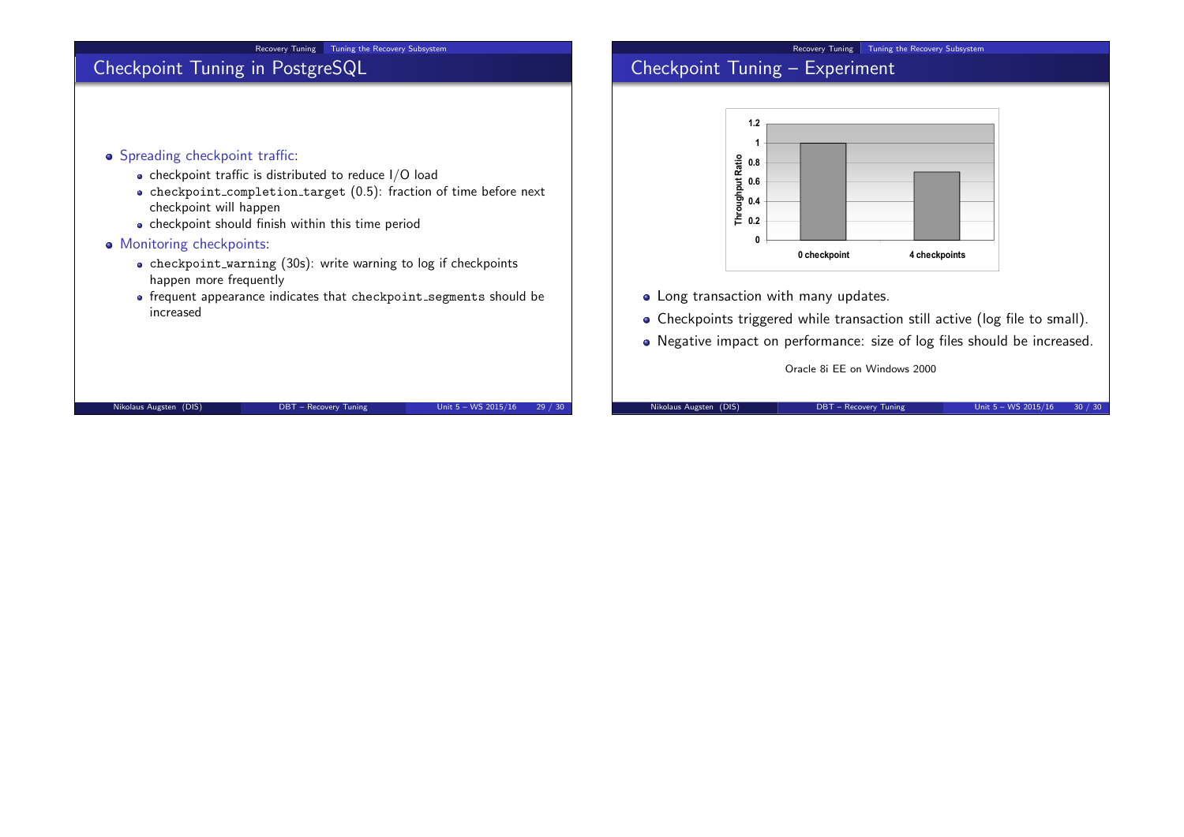## Checkpoint Tuning in PostgreSQL

- Spreading checkpoint traffic:
  - checkpoint traffic is distributed to reduce I/O load
  - `checkpoint_completion_target` (0.5): fraction of time before next checkpoint will happen
  - checkpoint should finish within this time period
- Monitoring checkpoints:
  - `checkpoint_warning` (30s): write warning to log if checkpoints happen more frequently
  - frequent appearance indicates that `checkpoint_segments` should be increased

## Checkpoint Tuning – Experiment

Throughput Ratio

1.2
1
0.8
0.6
0.4
0.2
0

0 checkpoint
4 checkpoints

- Long transaction with many updates.
- Checkpoints triggered while transaction still active (log file to small).
- Negative impact on performance: size of log files should be increased.

Oracle 8i EE on Windows 2000